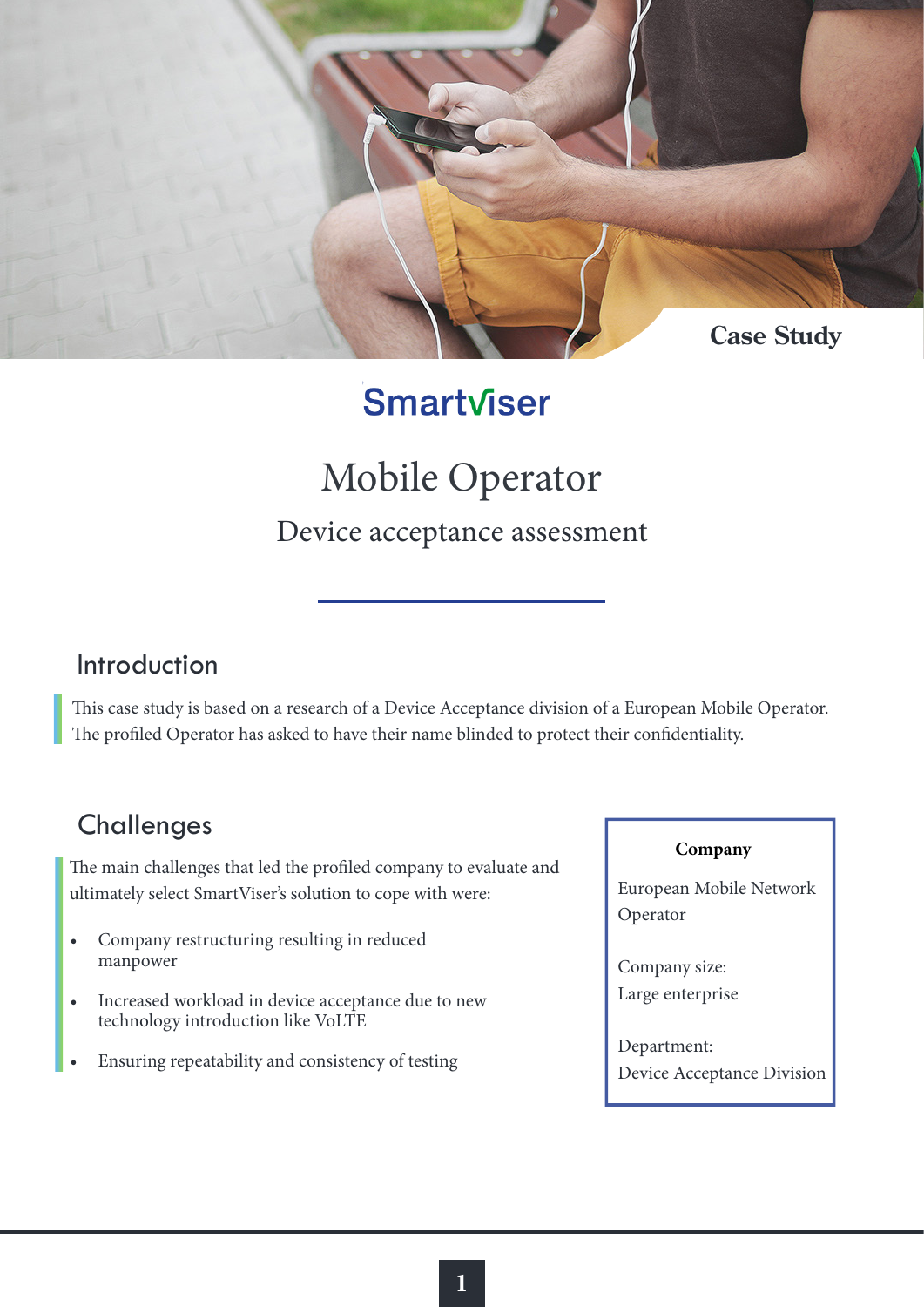Case Study

SmartViser

# Mobile Operator

## Device acceptance assessment

## Introduction

This case study is based on a research of a Device Acceptance division of a European Mobile Operator. The profiled Operator has asked to have their name blinded to protect their confidentiality.

## Challenges

The main challenges that led the profiled company to evaluate and ultimately select SmartViser's solution to cope with were:

- Company restructuring resulting in reduced manpower
- Increased workload in device acceptance due to new technology introduction like VoLTE
- Ensuring repeatability and consistency of testing

**Company**

European Mobile Network Operator

Company size:
Large enterprise

Department:
Device Acceptance Division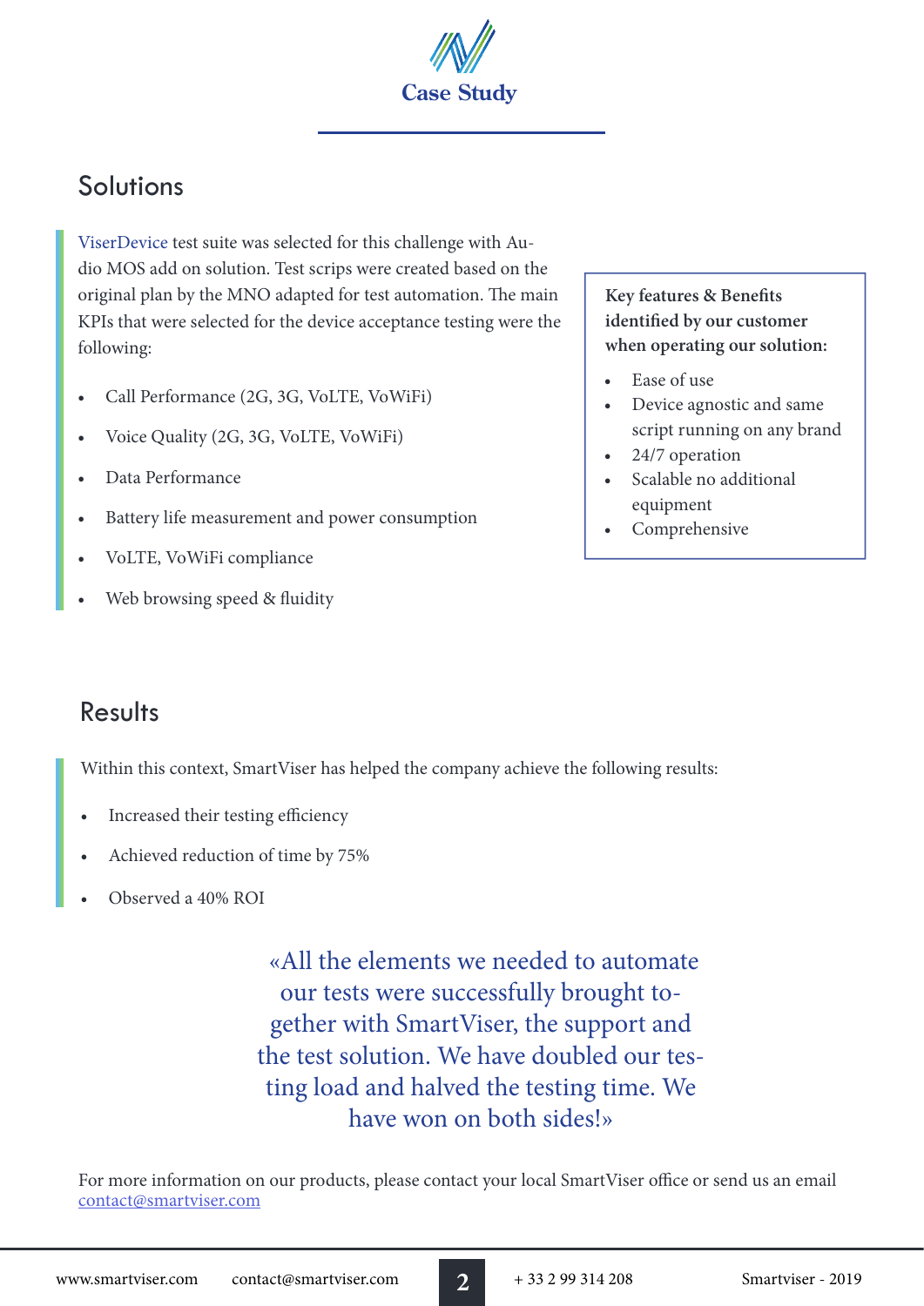# Case Study

## Solutions

ViserDevice test suite was selected for this challenge with Audio MOS add on solution. Test scrips were created based on the original plan by the MNO adapted for test automation. The main KPIs that were selected for the device acceptance testing were the following:

- Call Performance (2G, 3G, VoLTE, VoWiFi)
- Voice Quality (2G, 3G, VoLTE, VoWiFi)
- Data Performance
- Battery life measurement and power consumption
- VoLTE, VoWiFi compliance
- Web browsing speed & fluidity

**Key features & Benefits identified by our customer when operating our solution:**

- Ease of use
- Device agnostic and same script running on any brand
- 24/7 operation
- Scalable no additional equipment
- Comprehensive

## Results

Within this context, SmartViser has helped the company achieve the following results:

- Increased their testing efficiency
- Achieved reduction of time by 75%
- Observed a 40% ROI

«All the elements we needed to automate our tests were successfully brought together with SmartViser, the support and the test solution. We have doubled our testing load and halved the testing time. We have won on both sides!»

For more information on our products, please contact your local SmartViser office or send us an email contact@smartviser.com